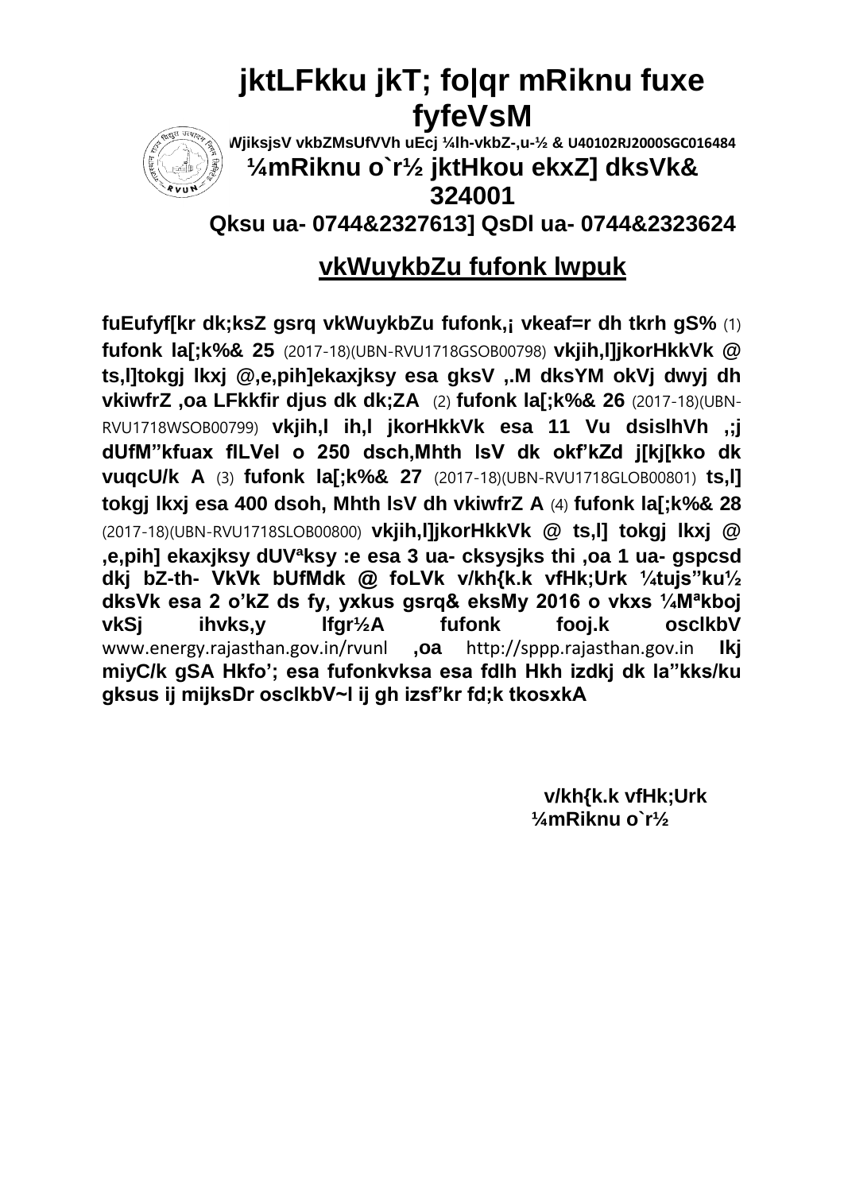# jktLFkku jkT; fo|qr mRiknu fuxe fyfeVsM

**WjiksjsV vkbZMsUfVVh uEcj ¼lh-vkbZ-,u-½ & U40102RJ2000SGC016484**

## ¼mRiknu o`r½ jktHkou ekxZ] dksVk& 324001

**Qksu ua- 0744&2327613] QsDl ua- 0744&2323624**

## vkWuykbZu fufonk lwpuk

**fuEufyf[kr dk;ksZ gsrq vkWuykbZu fufonk,¡ vkeaf=r dh tkrh gS%** (1) **fufonk la[;k%& 25** (2017-18)(UBN-RVU1718GSOB00798) **vkjih,l]jkorHkkVk @ ts,l]tokgj lkxj @,e,pih]ekaxjksy esa gksV ,.M dksYM okVj dwyj dh vkiwfrZ ,oa LFkkfir djus dk dk;ZA** (2) **fufonk la[;k%& 26** (2017-18)(UBN-RVU1718WSOB00799) **vkjih,l ih,l jkorHkkVk esa 11 Vu dsislhVh ,;j dUfM"kfuax flLVel o 250 dsch,Mhth lsV dk okf'kZd j[kj[kko dk vuqcU/k A** (3) **fufonk la[;k%& 27** (2017-18)(UBN-RVU1718GLOB00801) **ts,l] tokgj lkxj esa 400 dsoh, Mhth lsV dh vkiwfrZ A** (4) **fufonk la[;k%& 28** (2017-18)(UBN-RVU1718SLOB00800) **vkjih,l]jkorHkkVk @ ts,l] tokgj lkxj @ ,e,pih] ekaxjksy dUVªksy :e esa 3 ua- cksysjks thi ,oa 1 ua- gspcsd dkj bZ-th- VkVk bUfMdk @ foLVk v/kh{k.k vfHk;Urk ¼tujs"ku½ dksVk esa 2 o'kZ ds fy, yxkus gsrq& eksMy 2016 o vkxs ¼Mªkboj vkSj ihvks,y lfgr½A fufonk fooj.k osclkbV** www.energy.rajasthan.gov.in/rvunl **,oa** http://sppp.rajasthan.gov.in **lkj miyC/k gSA Hkfo'; esa fufonkvksa esa fdlh Hkh izdkj dk la"kks/ku gksus ij mijksDr osclkbV~l ij gh izsf'kr fd;k tkosxkA**

**v/kh{k.k vfHk;Urk**
**¼mRiknu o`r½**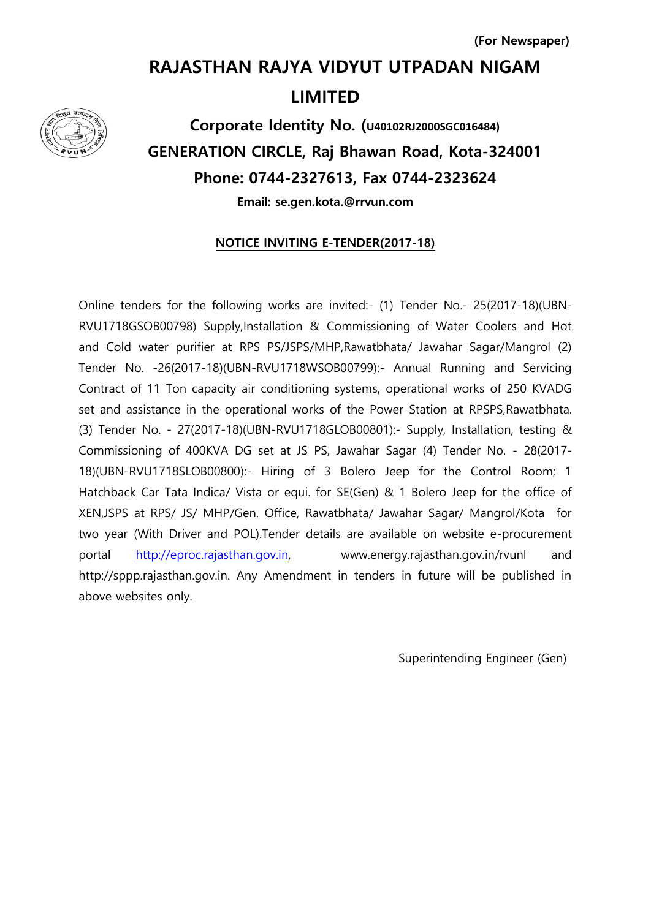**(For Newspaper)**

# RAJASTHAN RAJYA VIDYUT UTPADAN NIGAM LIMITED

## Corporate Identity No. (U40102RJ2000SGC016484)

## GENERATION CIRCLE, Raj Bhawan Road, Kota-324001

## Phone: 0744-2327613, Fax 0744-2323624

**Email: se.gen.kota.@rrvun.com**

**NOTICE INVITING E-TENDER(2017-18)**

Online tenders for the following works are invited:- (1) Tender No.- 25(2017-18)(UBN-RVU1718GSOB00798) Supply,Installation & Commissioning of Water Coolers and Hot and Cold water purifier at RPS PS/JSPS/MHP,Rawatbhata/ Jawahar Sagar/Mangrol (2) Tender No. -26(2017-18)(UBN-RVU1718WSOB00799):- Annual Running and Servicing Contract of 11 Ton capacity air conditioning systems, operational works of 250 KVADG set and assistance in the operational works of the Power Station at RPSPS,Rawatbhata. (3) Tender No. - 27(2017-18)(UBN-RVU1718GLOB00801):- Supply, Installation, testing & Commissioning of 400KVA DG set at JS PS, Jawahar Sagar (4) Tender No. - 28(2017-18)(UBN-RVU1718SLOB00800):- Hiring of 3 Bolero Jeep for the Control Room; 1 Hatchback Car Tata Indica/ Vista or equi. for SE(Gen) & 1 Bolero Jeep for the office of XEN,JSPS at RPS/ JS/ MHP/Gen. Office, Rawatbhata/ Jawahar Sagar/ Mangrol/Kota for two year (With Driver and POL).Tender details are available on website e-procurement portal http://eproc.rajasthan.gov.in, www.energy.rajasthan.gov.in/rvunl and http://sppp.rajasthan.gov.in. Any Amendment in tenders in future will be published in above websites only.

Superintending Engineer (Gen)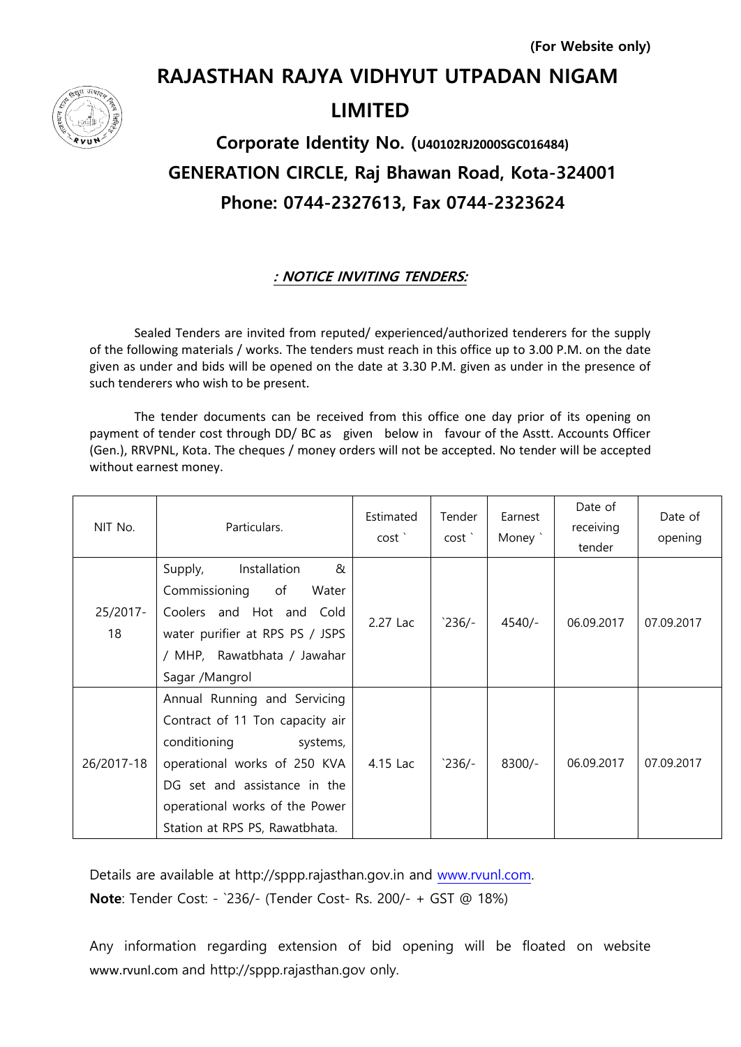**(For Website only)**

# RAJASTHAN RAJYA VIDHYUT UTPADAN NIGAM LIMITED

## Corporate Identity No. (U40102RJ2000SGC016484)

## GENERATION CIRCLE, Raj Bhawan Road, Kota-324001

## Phone: 0744-2327613, Fax 0744-2323624

***: NOTICE INVITING TENDERS:***

Sealed Tenders are invited from reputed/ experienced/authorized tenderers for the supply of the following materials / works. The tenders must reach in this office up to 3.00 P.M. on the date given as under and bids will be opened on the date at 3.30 P.M. given as under in the presence of such tenderers who wish to be present.

The tender documents can be received from this office one day prior of its opening on payment of tender cost through DD/ BC as given below in favour of the Asstt. Accounts Officer (Gen.), RRVPNL, Kota. The cheques / money orders will not be accepted. No tender will be accepted without earnest money.

| NIT No. | Particulars. | Estimated cost ` | Tender cost ` | Earnest Money ` | Date of receiving tender | Date of opening |
|---|---|---|---|---|---|---|
| 25/2017-18 | Supply, Installation & Commissioning of Water Coolers and Hot and Cold water purifier at RPS PS / JSPS / MHP, Rawatbhata / Jawahar Sagar /Mangrol | 2.27 Lac | `236/- | 4540/- | 06.09.2017 | 07.09.2017 |
| 26/2017-18 | Annual Running and Servicing Contract of 11 Ton capacity air conditioning systems, operational works of 250 KVA DG set and assistance in the operational works of the Power Station at RPS PS, Rawatbhata. | 4.15 Lac | `236/- | 8300/- | 06.09.2017 | 07.09.2017 |

Details are available at http://sppp.rajasthan.gov.in and www.rvunl.com.

**Note**: Tender Cost: - `236/- (Tender Cost- Rs. 200/- + GST @ 18%)

Any information regarding extension of bid opening will be floated on website www.rvunl.com and http://sppp.rajasthan.gov only.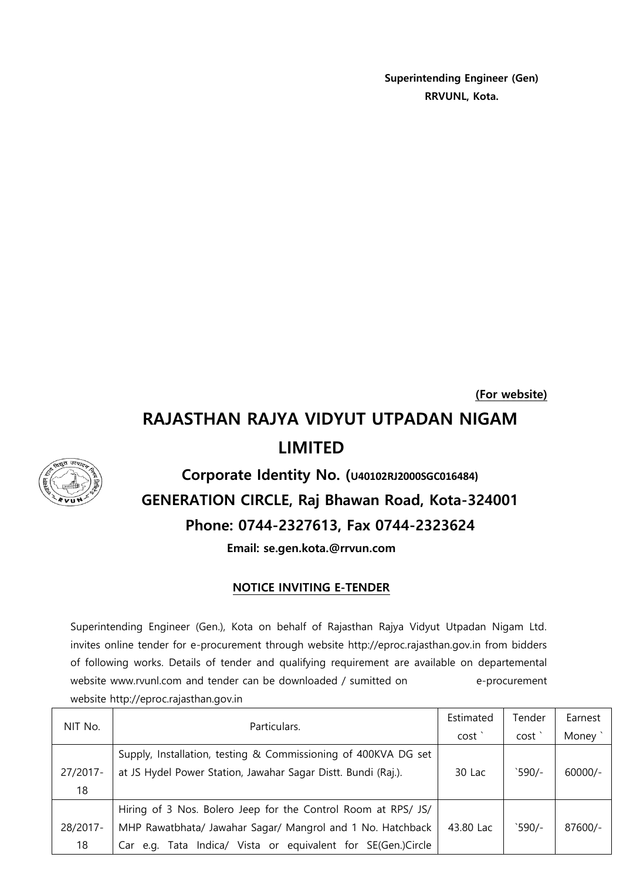**Superintending Engineer (Gen)**
**RRVUNL, Kota.**

**(For website)**

# RAJASTHAN RAJYA VIDYUT UTPADAN NIGAM LIMITED

## Corporate Identity No. (U40102RJ2000SGC016484)

## GENERATION CIRCLE, Raj Bhawan Road, Kota-324001

## Phone: 0744-2327613, Fax 0744-2323624

**Email: se.gen.kota.@rrvun.com**

**NOTICE INVITING E-TENDER**

Superintending Engineer (Gen.), Kota on behalf of Rajasthan Rajya Vidyut Utpadan Nigam Ltd. invites online tender for e-procurement through website http://eproc.rajasthan.gov.in from bidders of following works. Details of tender and qualifying requirement are available on departemental website www.rvunl.com and tender can be downloaded / sumitted on e-procurement website http://eproc.rajasthan.gov.in

| NIT No. | Particulars. | Estimated cost ` | Tender cost ` | Earnest Money ` |
|---|---|---|---|---|
| 27/2017-18 | Supply, Installation, testing & Commissioning of 400KVA DG set at JS Hydel Power Station, Jawahar Sagar Distt. Bundi (Raj.). | 30 Lac | `590/- | 60000/- |
| 28/2017-18 | Hiring of 3 Nos. Bolero Jeep for the Control Room at RPS/ JS/ MHP Rawatbhata/ Jawahar Sagar/ Mangrol and 1 No. Hatchback Car e.g. Tata Indica/ Vista or equivalent for SE(Gen.)Circle | 43.80 Lac | `590/- | 87600/- |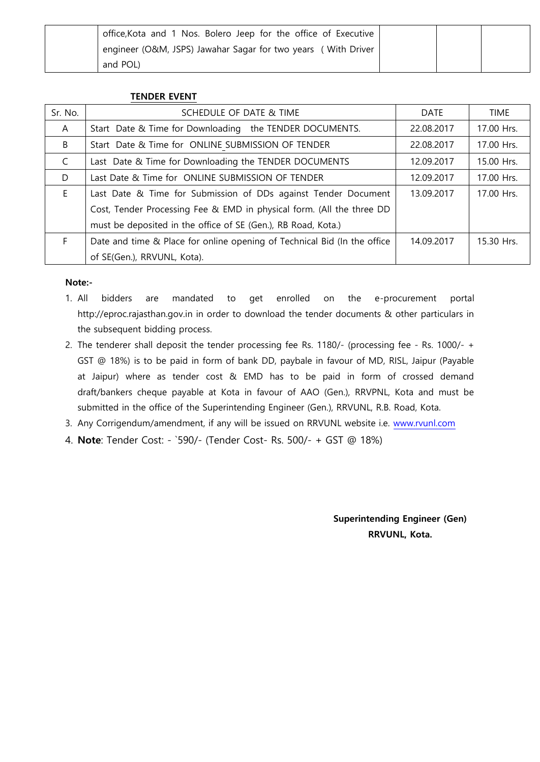| | | | | |
|---|---|---|---|---|
| | office,Kota and 1 Nos. Bolero Jeep for the office of Executive engineer (O&M, JSPS) Jawahar Sagar for two years ( With Driver and POL) | | | |

**TENDER EVENT**

| Sr. No. | SCHEDULE OF DATE & TIME | DATE | TIME |
|---|---|---|---|
| A | Start Date & Time for Downloading the TENDER DOCUMENTS. | 22.08.2017 | 17.00 Hrs. |
| B | Start Date & Time for ONLINE SUBMISSION OF TENDER | 22.08.2017 | 17.00 Hrs. |
| C | Last Date & Time for Downloading the TENDER DOCUMENTS | 12.09.2017 | 15.00 Hrs. |
| D | Last Date & Time for ONLINE SUBMISSION OF TENDER | 12.09.2017 | 17.00 Hrs. |
| E | Last Date & Time for Submission of DDs against Tender Document Cost, Tender Processing Fee & EMD in physical form. (All the three DD must be deposited in the office of SE (Gen.), RB Road, Kota.) | 13.09.2017 | 17.00 Hrs. |
| F | Date and time & Place for online opening of Technical Bid (In the office of SE(Gen.), RRVUNL, Kota). | 14.09.2017 | 15.30 Hrs. |

**Note:-**

1. All bidders are mandated to get enrolled on the e-procurement portal http://eproc.rajasthan.gov.in in order to download the tender documents & other particulars in the subsequent bidding process.
2. The tenderer shall deposit the tender processing fee Rs. 1180/- (processing fee - Rs. 1000/- + GST @ 18%) is to be paid in form of bank DD, paybale in favour of MD, RISL, Jaipur (Payable at Jaipur) where as tender cost & EMD has to be paid in form of crossed demand draft/bankers cheque payable at Kota in favour of AAO (Gen.), RRVPNL, Kota and must be submitted in the office of the Superintending Engineer (Gen.), RRVUNL, R.B. Road, Kota.
3. Any Corrigendum/amendment, if any will be issued on RRVUNL website i.e. www.rvunl.com
4. **Note**: Tender Cost: - `590/- (Tender Cost- Rs. 500/- + GST @ 18%)

**Superintending Engineer (Gen)**
**RRVUNL, Kota.**